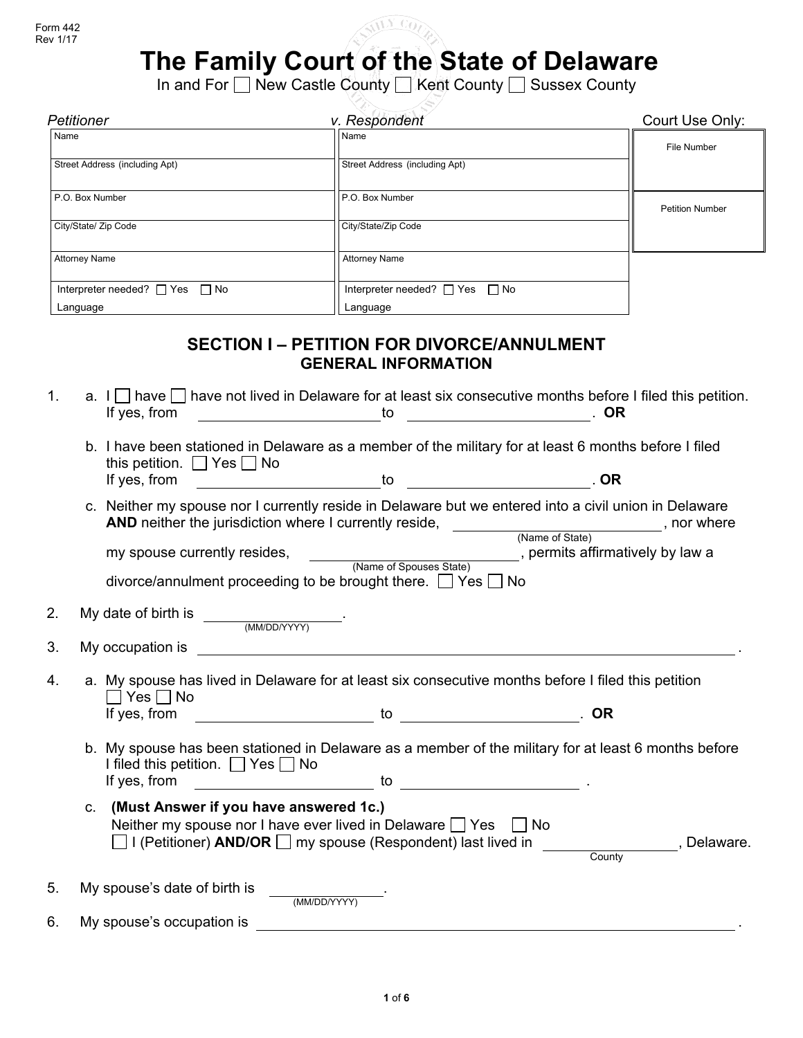Form 442
Rev 1/17

# The Family Court of the State of Delaware

In and For ☐ New Castle County ☐ Kent County ☐ Sussex County

| *Petitioner* | *v. Respondent* | Court Use Only: |
|---|---|---|
| Name | Name | File Number |
| Street Address (including Apt) | Street Address (including Apt) | |
| P.O. Box Number | P.O. Box Number | Petition Number |
| City/State/ Zip Code | City/State/Zip Code | |
| Attorney Name | Attorney Name | |
| Interpreter needed? ☐ Yes ☐ No<br>Language | Interpreter needed? ☐ Yes ☐ No<br>Language | |

## SECTION I – PETITION FOR DIVORCE/ANNULMENT
### GENERAL INFORMATION

1. a. I ☐ have ☐ have not lived in Delaware for at least six consecutive months before I filed this petition.
   If yes, from ____________________ to ____________________. **OR**

   b. I have been stationed in Delaware as a member of the military for at least 6 months before I filed this petition. ☐ Yes ☐ No
   If yes, from ____________________ to ____________________. **OR**

   c. Neither my spouse nor I currently reside in Delaware but we entered into a civil union in Delaware **AND** neither the jurisdiction where I currently reside, ____________________ (Name of State), nor where my spouse currently resides, ____________________ (Name of Spouses State), permits affirmatively by law a divorce/annulment proceeding to be brought there. ☐ Yes ☐ No

2. My date of birth is ______________ (MM/DD/YYYY).

3. My occupation is ________________________________________.

4. a. My spouse has lived in Delaware for at least six consecutive months before I filed this petition
   ☐ Yes ☐ No
   If yes, from ____________________ to ____________________. **OR**

   b. My spouse has been stationed in Delaware as a member of the military for at least 6 months before I filed this petition. ☐ Yes ☐ No
   If yes, from ____________________ to ____________________.

   c. **(Must Answer if you have answered 1c.)**
   Neither my spouse nor I have ever lived in Delaware ☐ Yes ☐ No
   ☐ I (Petitioner) **AND/OR** ☐ my spouse (Respondent) last lived in ______________ (County), Delaware.

5. My spouse's date of birth is ______________ (MM/DD/YYYY).

6. My spouse's occupation is ________________________________________.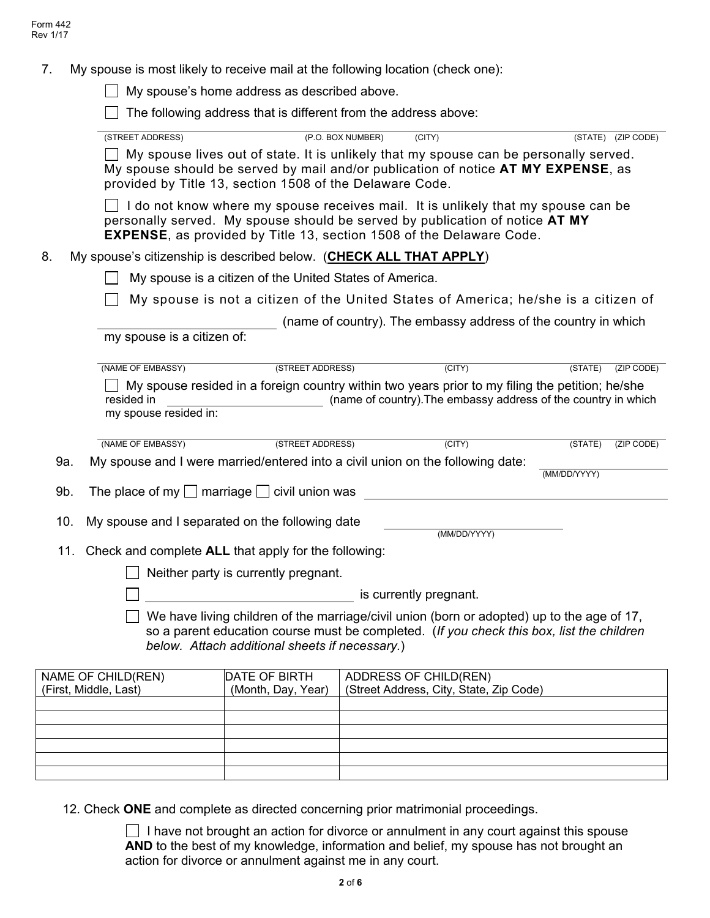7. My spouse is most likely to receive mail at the following location (check one):

   ☐ My spouse's home address as described above.

   ☐ The following address that is different from the address above:

   ______________________________________________________________________
   (STREET ADDRESS) (P.O. BOX NUMBER) (CITY) (STATE) (ZIP CODE)

   ☐ My spouse lives out of state. It is unlikely that my spouse can be personally served. My spouse should be served by mail and/or publication of notice **AT MY EXPENSE**, as provided by Title 13, section 1508 of the Delaware Code.

   ☐ I do not know where my spouse receives mail. It is unlikely that my spouse can be personally served. My spouse should be served by publication of notice **AT MY EXPENSE**, as provided by Title 13, section 1508 of the Delaware Code.

8. My spouse's citizenship is described below. (**CHECK ALL THAT APPLY**)

   ☐ My spouse is a citizen of the United States of America.

   ☐ My spouse is not a citizen of the United States of America; he/she is a citizen of ______________________ (name of country). The embassy address of the country in which my spouse is a citizen of:

   ______________________________________________________________________
   (NAME OF EMBASSY) (STREET ADDRESS) (CITY) (STATE) (ZIP CODE)

   ☐ My spouse resided in a foreign country within two years prior to my filing the petition; he/she resided in ______________________ (name of country).The embassy address of the country in which my spouse resided in:

   ______________________________________________________________________
   (NAME OF EMBASSY) (STREET ADDRESS) (CITY) (STATE) (ZIP CODE)

9a. My spouse and I were married/entered into a civil union on the following date: ______________ (MM/DD/YYYY)

9b. The place of my ☐ marriage ☐ civil union was ______________________________

10. My spouse and I separated on the following date ______________ (MM/DD/YYYY)

11. Check and complete **ALL** that apply for the following:

   ☐ Neither party is currently pregnant.

   ☐ ______________________ is currently pregnant.

   ☐ We have living children of the marriage/civil union (born or adopted) up to the age of 17, so a parent education course must be completed. (*If you check this box, list the children below. Attach additional sheets if necessary.*)

| NAME OF CHILD(REN) (First, Middle, Last) | DATE OF BIRTH (Month, Day, Year) | ADDRESS OF CHILD(REN) (Street Address, City, State, Zip Code) |
|---|---|---|
| | | |
| | | |
| | | |
| | | |
| | | |
| | | |

12. Check **ONE** and complete as directed concerning prior matrimonial proceedings.

   ☐ I have not brought an action for divorce or annulment in any court against this spouse **AND** to the best of my knowledge, information and belief, my spouse has not brought an action for divorce or annulment against me in any court.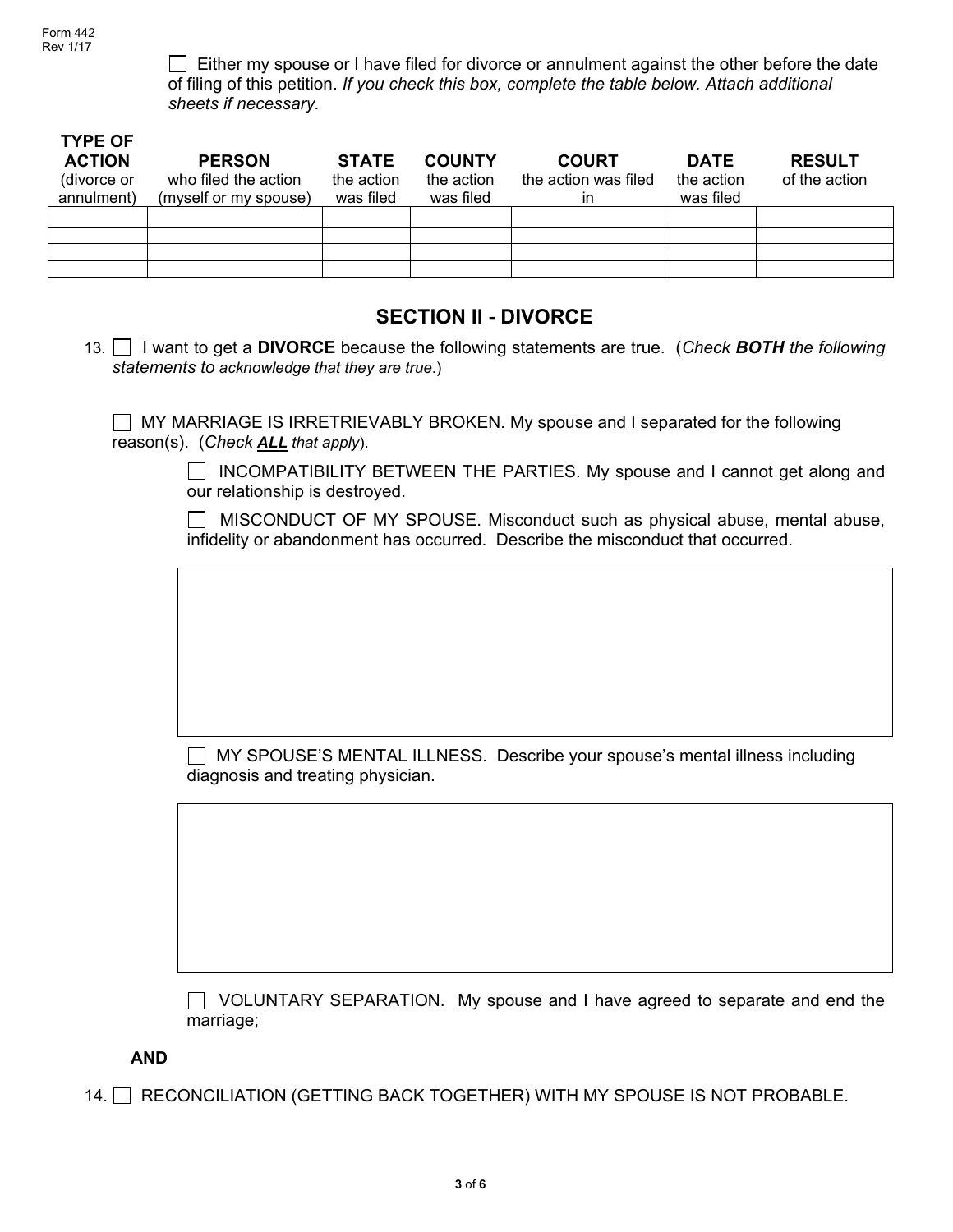☐ Either my spouse or I have filed for divorce or annulment against the other before the date of filing of this petition. *If you check this box, complete the table below. Attach additional sheets if necessary.*

| **TYPE OF ACTION** (divorce or annulment) | **PERSON** who filed the action (myself or my spouse) | **STATE** the action was filed | **COUNTY** the action was filed | **COURT** the action was filed in | **DATE** the action was filed | **RESULT** of the action |
|---|---|---|---|---|---|---|
| | | | | | | |
| | | | | | | |
| | | | | | | |
| | | | | | | |

## SECTION II - DIVORCE

13. ☐ I want to get a **DIVORCE** because the following statements are true. (*Check **BOTH** the following statements to acknowledge that they are true*.)

☐ MY MARRIAGE IS IRRETRIEVABLY BROKEN. My spouse and I separated for the following reason(s). (*Check **ALL** that apply*).

☐ INCOMPATIBILITY BETWEEN THE PARTIES. My spouse and I cannot get along and our relationship is destroyed.

☐ MISCONDUCT OF MY SPOUSE. Misconduct such as physical abuse, mental abuse, infidelity or abandonment has occurred. Describe the misconduct that occurred.

☐ MY SPOUSE'S MENTAL ILLNESS. Describe your spouse's mental illness including diagnosis and treating physician.

☐ VOLUNTARY SEPARATION. My spouse and I have agreed to separate and end the marriage;

**AND**

14. ☐ RECONCILIATION (GETTING BACK TOGETHER) WITH MY SPOUSE IS NOT PROBABLE.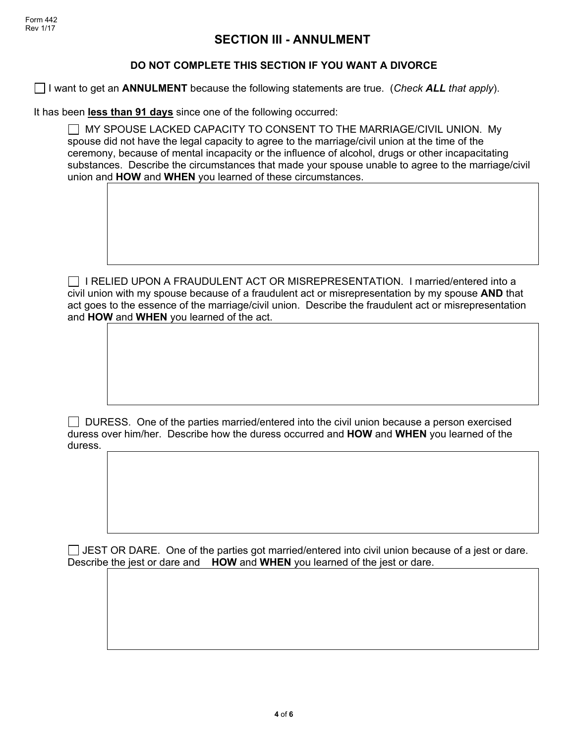## SECTION III - ANNULMENT

**DO NOT COMPLETE THIS SECTION IF YOU WANT A DIVORCE**

☐ I want to get an **ANNULMENT** because the following statements are true. (*Check **ALL** that apply*).

It has been **less than 91 days** since one of the following occurred:

☐ MY SPOUSE LACKED CAPACITY TO CONSENT TO THE MARRIAGE/CIVIL UNION. My spouse did not have the legal capacity to agree to the marriage/civil union at the time of the ceremony, because of mental incapacity or the influence of alcohol, drugs or other incapacitating substances. Describe the circumstances that made your spouse unable to agree to the marriage/civil union and **HOW** and **WHEN** you learned of these circumstances.

☐ I RELIED UPON A FRAUDULENT ACT OR MISREPRESENTATION. I married/entered into a civil union with my spouse because of a fraudulent act or misrepresentation by my spouse **AND** that act goes to the essence of the marriage/civil union. Describe the fraudulent act or misrepresentation and **HOW** and **WHEN** you learned of the act.

☐ DURESS. One of the parties married/entered into the civil union because a person exercised duress over him/her. Describe how the duress occurred and **HOW** and **WHEN** you learned of the duress.

☐ JEST OR DARE. One of the parties got married/entered into civil union because of a jest or dare. Describe the jest or dare and **HOW** and **WHEN** you learned of the jest or dare.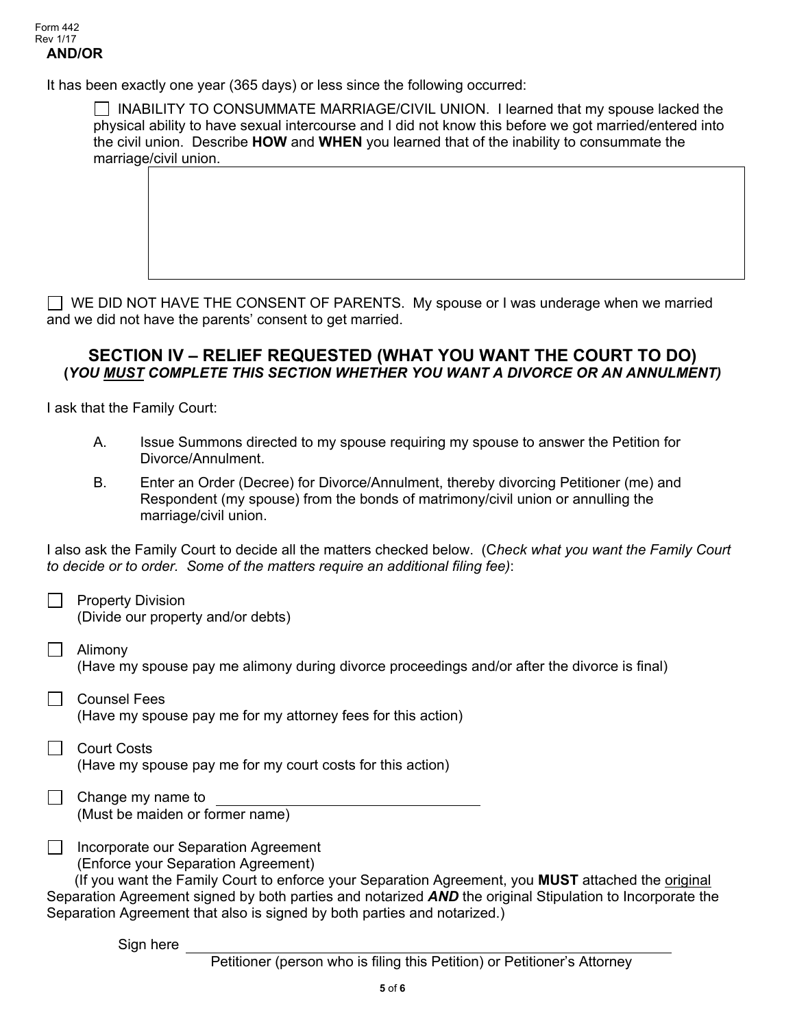**AND/OR**

It has been exactly one year (365 days) or less since the following occurred:

☐ INABILITY TO CONSUMMATE MARRIAGE/CIVIL UNION. I learned that my spouse lacked the physical ability to have sexual intercourse and I did not know this before we got married/entered into the civil union. Describe **HOW** and **WHEN** you learned that of the inability to consummate the marriage/civil union.

☐ WE DID NOT HAVE THE CONSENT OF PARENTS. My spouse or I was underage when we married and we did not have the parents' consent to get married.

## SECTION IV – RELIEF REQUESTED (WHAT YOU WANT THE COURT TO DO)

**(*YOU MUST COMPLETE THIS SECTION WHETHER YOU WANT A DIVORCE OR AN ANNULMENT)***

I ask that the Family Court:

A. Issue Summons directed to my spouse requiring my spouse to answer the Petition for Divorce/Annulment.

B. Enter an Order (Decree) for Divorce/Annulment, thereby divorcing Petitioner (me) and Respondent (my spouse) from the bonds of matrimony/civil union or annulling the marriage/civil union.

I also ask the Family Court to decide all the matters checked below. (*Check what you want the Family Court to decide or to order. Some of the matters require an additional filing fee)*:

☐ Property Division
(Divide our property and/or debts)

☐ Alimony
(Have my spouse pay me alimony during divorce proceedings and/or after the divorce is final)

☐ Counsel Fees
(Have my spouse pay me for my attorney fees for this action)

☐ Court Costs
(Have my spouse pay me for my court costs for this action)

☐ Change my name to ______________________________
(Must be maiden or former name)

☐ Incorporate our Separation Agreement
(Enforce your Separation Agreement)
(If you want the Family Court to enforce your Separation Agreement, you **MUST** attached the original Separation Agreement signed by both parties and notarized ***AND*** the original Stipulation to Incorporate the Separation Agreement that also is signed by both parties and notarized.)

Sign here ______________________________________________
Petitioner (person who is filing this Petition) or Petitioner's Attorney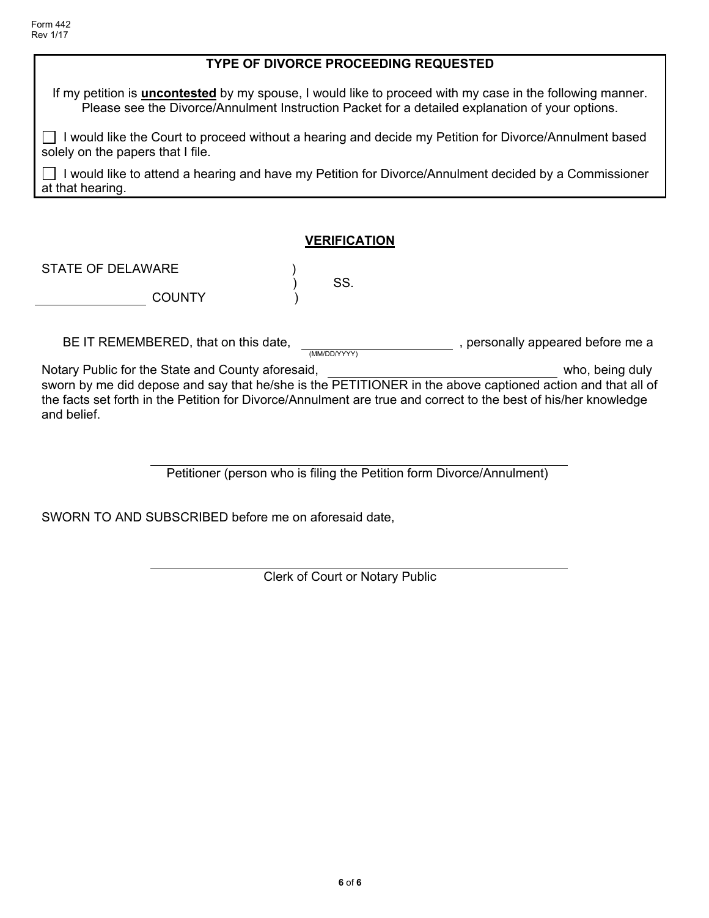Form 442
Rev 1/17

**TYPE OF DIVORCE PROCEEDING REQUESTED**

If my petition is **uncontested** by my spouse, I would like to proceed with my case in the following manner. Please see the Divorce/Annulment Instruction Packet for a detailed explanation of your options.

☐ I would like the Court to proceed without a hearing and decide my Petition for Divorce/Annulment based solely on the papers that I file.

☐ I would like to attend a hearing and have my Petition for Divorce/Annulment decided by a Commissioner at that hearing.

## VERIFICATION

STATE OF DELAWARE )
) SS.
\_\_\_\_\_\_\_\_\_\_\_\_\_\_\_ COUNTY )

BE IT REMEMBERED, that on this date, \_\_\_\_\_\_\_\_\_\_\_\_\_\_\_\_\_\_\_\_ (MM/DD/YYYY), personally appeared before me a Notary Public for the State and County aforesaid, \_\_\_\_\_\_\_\_\_\_\_\_\_\_\_\_\_\_\_\_\_\_\_\_\_\_\_\_\_\_ who, being duly sworn by me did depose and say that he/she is the PETITIONER in the above captioned action and that all of the facts set forth in the Petition for Divorce/Annulment are true and correct to the best of his/her knowledge and belief.

\_\_\_\_\_\_\_\_\_\_\_\_\_\_\_\_\_\_\_\_\_\_\_\_\_\_\_\_\_\_\_\_\_\_\_\_\_\_\_\_
Petitioner (person who is filing the Petition form Divorce/Annulment)

SWORN TO AND SUBSCRIBED before me on aforesaid date,

\_\_\_\_\_\_\_\_\_\_\_\_\_\_\_\_\_\_\_\_\_\_\_\_\_\_\_\_\_\_\_\_\_\_\_\_\_\_\_\_
Clerk of Court or Notary Public